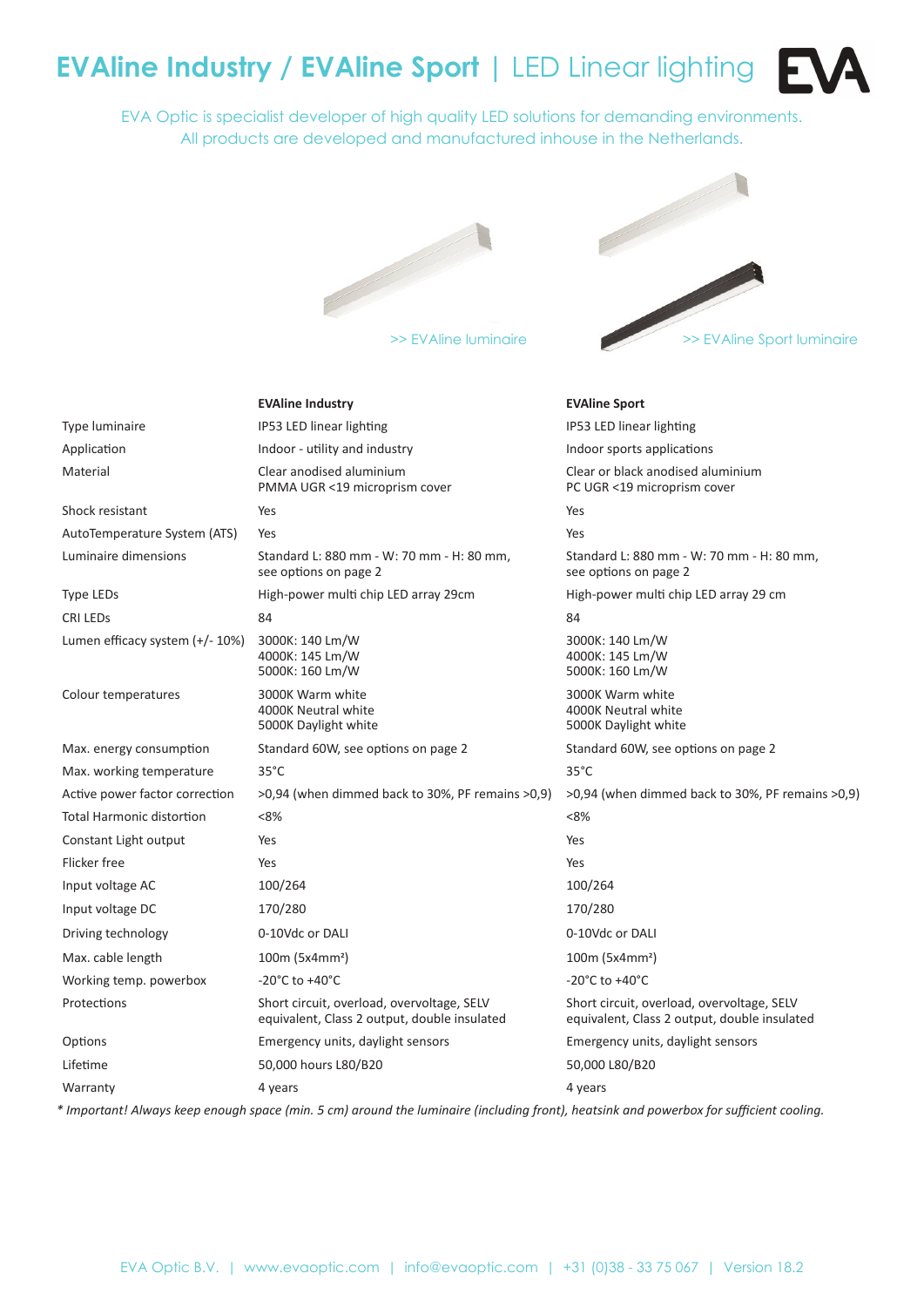# EVAline Industry / EVAline Sport | LED Linear lighting

EVA Optic is specialist developer of high quality LED solutions for demanding environments.
All products are developed and manufactured inhouse in the Netherlands.

>> EVAline luminaire

>> EVAline Sport luminaire

| | EVAline Industry | EVAline Sport |
|---|---|---|
| Type luminaire | IP53 LED linear lighting | IP53 LED linear lighting |
| Application | Indoor - utility and industry | Indoor sports applications |
| Material | Clear anodised aluminium<br>PMMA UGR <19 microprism cover | Clear or black anodised aluminium<br>PC UGR <19 microprism cover |
| Shock resistant | Yes | Yes |
| AutoTemperature System (ATS) | Yes | Yes |
| Luminaire dimensions | Standard L: 880 mm - W: 70 mm - H: 80 mm,<br>see options on page 2 | Standard L: 880 mm - W: 70 mm - H: 80 mm,<br>see options on page 2 |
| Type LEDs | High-power multi chip LED array 29cm | High-power multi chip LED array 29 cm |
| CRI LEDs | 84 | 84 |
| Lumen efficacy system (+/- 10%) | 3000K: 140 Lm/W<br>4000K: 145 Lm/W<br>5000K: 160 Lm/W | 3000K: 140 Lm/W<br>4000K: 145 Lm/W<br>5000K: 160 Lm/W |
| Colour temperatures | 3000K Warm white<br>4000K Neutral white<br>5000K Daylight white | 3000K Warm white<br>4000K Neutral white<br>5000K Daylight white |
| Max. energy consumption | Standard 60W, see options on page 2 | Standard 60W, see options on page 2 |
| Max. working temperature | 35°C | 35°C |
| Active power factor correction | >0,94 (when dimmed back to 30%, PF remains >0,9) | >0,94 (when dimmed back to 30%, PF remains >0,9) |
| Total Harmonic distortion | <8% | <8% |
| Constant Light output | Yes | Yes |
| Flicker free | Yes | Yes |
| Input voltage AC | 100/264 | 100/264 |
| Input voltage DC | 170/280 | 170/280 |
| Driving technology | 0-10Vdc or DALI | 0-10Vdc or DALI |
| Max. cable length | 100m (5x4mm²) | 100m (5x4mm²) |
| Working temp. powerbox | -20°C to +40°C | -20°C to +40°C |
| Protections | Short circuit, overload, overvoltage, SELV equivalent, Class 2 output, double insulated | Short circuit, overload, overvoltage, SELV equivalent, Class 2 output, double insulated |
| Options | Emergency units, daylight sensors | Emergency units, daylight sensors |
| Lifetime | 50,000 hours L80/B20 | 50,000 L80/B20 |
| Warranty | 4 years | 4 years |

*\* Important! Always keep enough space (min. 5 cm) around the luminaire (including front), heatsink and powerbox for sufficient cooling.*

EVA Optic B.V. | www.evaoptic.com | info@evaoptic.com | +31 (0)38 - 33 75 067 | Version 18.2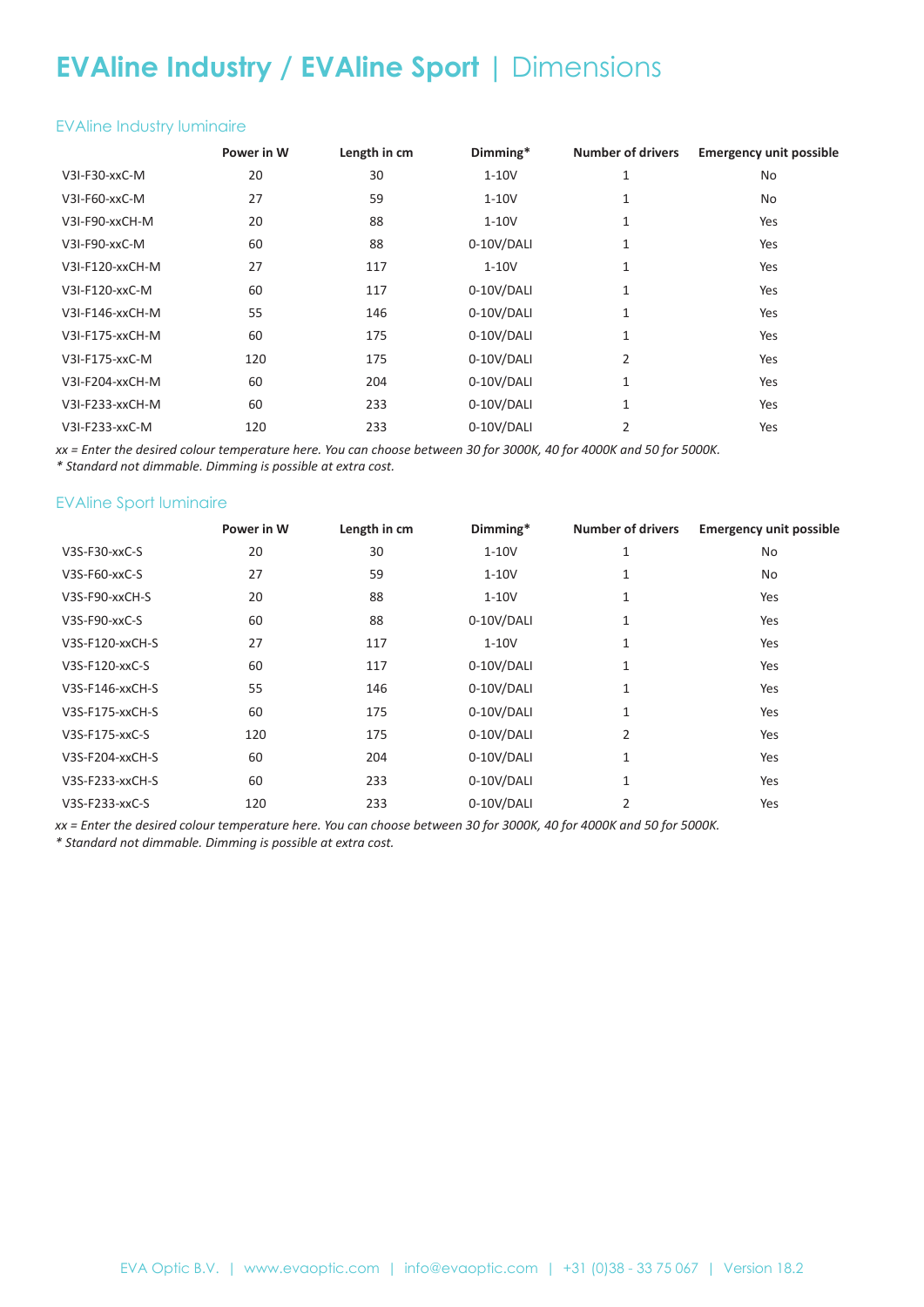# **EVAline Industry / EVAline Sport** | Dimensions

## EVAline Industry luminaire

| | Power in W | Length in cm | Dimming* | Number of drivers | Emergency unit possible |
|---|---|---|---|---|---|
| V3I-F30-xxC-M | 20 | 30 | 1-10V | 1 | No |
| V3I-F60-xxC-M | 27 | 59 | 1-10V | 1 | No |
| V3I-F90-xxCH-M | 20 | 88 | 1-10V | 1 | Yes |
| V3I-F90-xxC-M | 60 | 88 | 0-10V/DALI | 1 | Yes |
| V3I-F120-xxCH-M | 27 | 117 | 1-10V | 1 | Yes |
| V3I-F120-xxC-M | 60 | 117 | 0-10V/DALI | 1 | Yes |
| V3I-F146-xxCH-M | 55 | 146 | 0-10V/DALI | 1 | Yes |
| V3I-F175-xxCH-M | 60 | 175 | 0-10V/DALI | 1 | Yes |
| V3I-F175-xxC-M | 120 | 175 | 0-10V/DALI | 2 | Yes |
| V3I-F204-xxCH-M | 60 | 204 | 0-10V/DALI | 1 | Yes |
| V3I-F233-xxCH-M | 60 | 233 | 0-10V/DALI | 1 | Yes |
| V3I-F233-xxC-M | 120 | 233 | 0-10V/DALI | 2 | Yes |

*xx = Enter the desired colour temperature here. You can choose between 30 for 3000K, 40 for 4000K and 50 for 5000K.*
*\* Standard not dimmable. Dimming is possible at extra cost.*

## EVAline Sport luminaire

| | Power in W | Length in cm | Dimming* | Number of drivers | Emergency unit possible |
|---|---|---|---|---|---|
| V3S-F30-xxC-S | 20 | 30 | 1-10V | 1 | No |
| V3S-F60-xxC-S | 27 | 59 | 1-10V | 1 | No |
| V3S-F90-xxCH-S | 20 | 88 | 1-10V | 1 | Yes |
| V3S-F90-xxC-S | 60 | 88 | 0-10V/DALI | 1 | Yes |
| V3S-F120-xxCH-S | 27 | 117 | 1-10V | 1 | Yes |
| V3S-F120-xxC-S | 60 | 117 | 0-10V/DALI | 1 | Yes |
| V3S-F146-xxCH-S | 55 | 146 | 0-10V/DALI | 1 | Yes |
| V3S-F175-xxCH-S | 60 | 175 | 0-10V/DALI | 1 | Yes |
| V3S-F175-xxC-S | 120 | 175 | 0-10V/DALI | 2 | Yes |
| V3S-F204-xxCH-S | 60 | 204 | 0-10V/DALI | 1 | Yes |
| V3S-F233-xxCH-S | 60 | 233 | 0-10V/DALI | 1 | Yes |
| V3S-F233-xxC-S | 120 | 233 | 0-10V/DALI | 2 | Yes |

*xx = Enter the desired colour temperature here. You can choose between 30 for 3000K, 40 for 4000K and 50 for 5000K.*
*\* Standard not dimmable. Dimming is possible at extra cost.*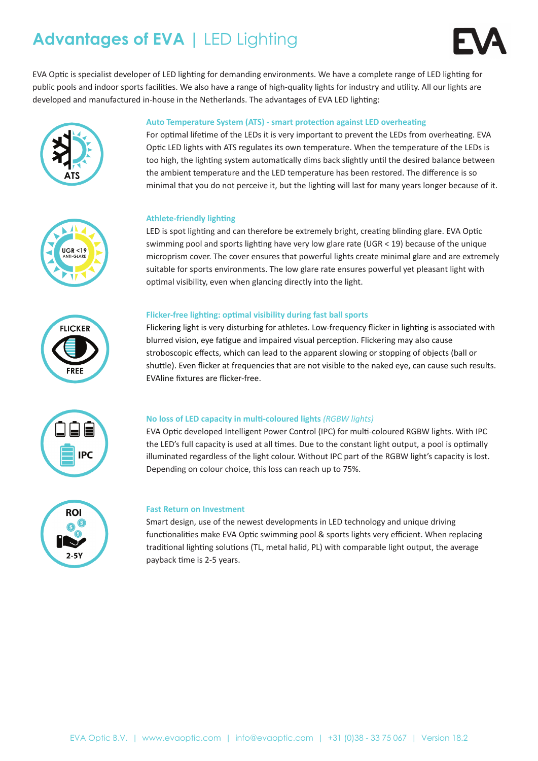# **Advantages of EVA** | LED Lighting

EVA Optic is specialist developer of LED lighting for demanding environments. We have a complete range of LED lighting for public pools and indoor sports facilities. We also have a range of high-quality lights for industry and utility. All our lights are developed and manufactured in-house in the Netherlands. The advantages of EVA LED lighting:

### Auto Temperature System (ATS) - smart protection against LED overheating

For optimal lifetime of the LEDs it is very important to prevent the LEDs from overheating. EVA Optic LED lights with ATS regulates its own temperature. When the temperature of the LEDs is too high, the lighting system automatically dims back slightly until the desired balance between the ambient temperature and the LED temperature has been restored. The difference is so minimal that you do not perceive it, but the lighting will last for many years longer because of it.

### Athlete-friendly lighting

LED is spot lighting and can therefore be extremely bright, creating blinding glare. EVA Optic swimming pool and sports lighting have very low glare rate (UGR < 19) because of the unique microprism cover. The cover ensures that powerful lights create minimal glare and are extremely suitable for sports environments. The low glare rate ensures powerful yet pleasant light with optimal visibility, even when glancing directly into the light.

### Flicker-free lighting: optimal visibility during fast ball sports

Flickering light is very disturbing for athletes. Low-frequency flicker in lighting is associated with blurred vision, eye fatigue and impaired visual perception. Flickering may also cause stroboscopic effects, which can lead to the apparent slowing or stopping of objects (ball or shuttle). Even flicker at frequencies that are not visible to the naked eye, can cause such results. EVAline fixtures are flicker-free.

### No loss of LED capacity in multi-coloured lights *(RGBW lights)*

EVA Optic developed Intelligent Power Control (IPC) for multi-coloured RGBW lights. With IPC the LED's full capacity is used at all times. Due to the constant light output, a pool is optimally illuminated regardless of the light colour. Without IPC part of the RGBW light's capacity is lost. Depending on colour choice, this loss can reach up to 75%.

### Fast Return on Investment

Smart design, use of the newest developments in LED technology and unique driving functionalities make EVA Optic swimming pool & sports lights very efficient. When replacing traditional lighting solutions (TL, metal halid, PL) with comparable light output, the average payback time is 2-5 years.

EVA Optic B.V. | www.evaoptic.com | info@evaoptic.com | +31 (0)38 - 33 75 067 | Version 18.2